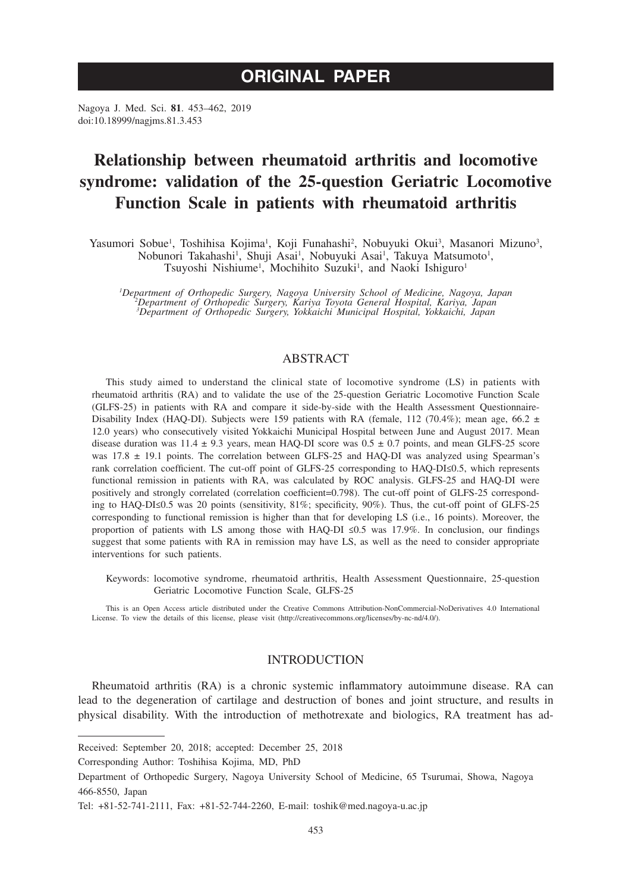# ORIGINAL PAPER

Nagoya J. Med. Sci. **81**. 453–462, 2019
doi:10.18999/nagjms.81.3.453

# Relationship between rheumatoid arthritis and locomotive syndrome: validation of the 25-question Geriatric Locomotive Function Scale in patients with rheumatoid arthritis

Yasumori Sobue[1], Toshihisa Kojima[1], Koji Funahashi[2], Nobuyuki Okui[3], Masanori Mizuno[3], Nobunori Takahashi[1], Shuji Asai[1], Nobuyuki Asai[1], Takuya Matsumoto[1], Tsuyoshi Nishiume[1], Mochihito Suzuki[1], and Naoki Ishiguro[1]

*[1]Department of Orthopedic Surgery, Nagoya University School of Medicine, Nagoya, Japan*
*[2]Department of Orthopedic Surgery, Kariya Toyota General Hospital, Kariya, Japan*
*[3]Department of Orthopedic Surgery, Yokkaichi Municipal Hospital, Yokkaichi, Japan*

## ABSTRACT

This study aimed to understand the clinical state of locomotive syndrome (LS) in patients with rheumatoid arthritis (RA) and to validate the use of the 25-question Geriatric Locomotive Function Scale (GLFS-25) in patients with RA and compare it side-by-side with the Health Assessment Questionnaire-Disability Index (HAQ-DI). Subjects were 159 patients with RA (female, 112 (70.4%); mean age, 66.2 ± 12.0 years) who consecutively visited Yokkaichi Municipal Hospital between June and August 2017. Mean disease duration was 11.4 ± 9.3 years, mean HAQ-DI score was 0.5 ± 0.7 points, and mean GLFS-25 score was 17.8 ± 19.1 points. The correlation between GLFS-25 and HAQ-DI was analyzed using Spearman's rank correlation coefficient. The cut-off point of GLFS-25 corresponding to HAQ-DI≤0.5, which represents functional remission in patients with RA, was calculated by ROC analysis. GLFS-25 and HAQ-DI were positively and strongly correlated (correlation coefficient=0.798). The cut-off point of GLFS-25 corresponding to HAQ-DI≤0.5 was 20 points (sensitivity, 81%; specificity, 90%). Thus, the cut-off point of GLFS-25 corresponding to functional remission is higher than that for developing LS (i.e., 16 points). Moreover, the proportion of patients with LS among those with HAQ-DI ≤0.5 was 17.9%. In conclusion, our findings suggest that some patients with RA in remission may have LS, as well as the need to consider appropriate interventions for such patients.

Keywords: locomotive syndrome, rheumatoid arthritis, Health Assessment Questionnaire, 25-question Geriatric Locomotive Function Scale, GLFS-25

This is an Open Access article distributed under the Creative Commons Attribution-NonCommercial-NoDerivatives 4.0 International License. To view the details of this license, please visit (http://creativecommons.org/licenses/by-nc-nd/4.0/).

## INTRODUCTION

Rheumatoid arthritis (RA) is a chronic systemic inflammatory autoimmune disease. RA can lead to the degeneration of cartilage and destruction of bones and joint structure, and results in physical disability. With the introduction of methotrexate and biologics, RA treatment has ad-

---

Received: September 20, 2018; accepted: December 25, 2018

Corresponding Author: Toshihisa Kojima, MD, PhD

Department of Orthopedic Surgery, Nagoya University School of Medicine, 65 Tsurumai, Showa, Nagoya 466-8550, Japan

Tel: +81-52-741-2111, Fax: +81-52-744-2260, E-mail: toshik@med.nagoya-u.ac.jp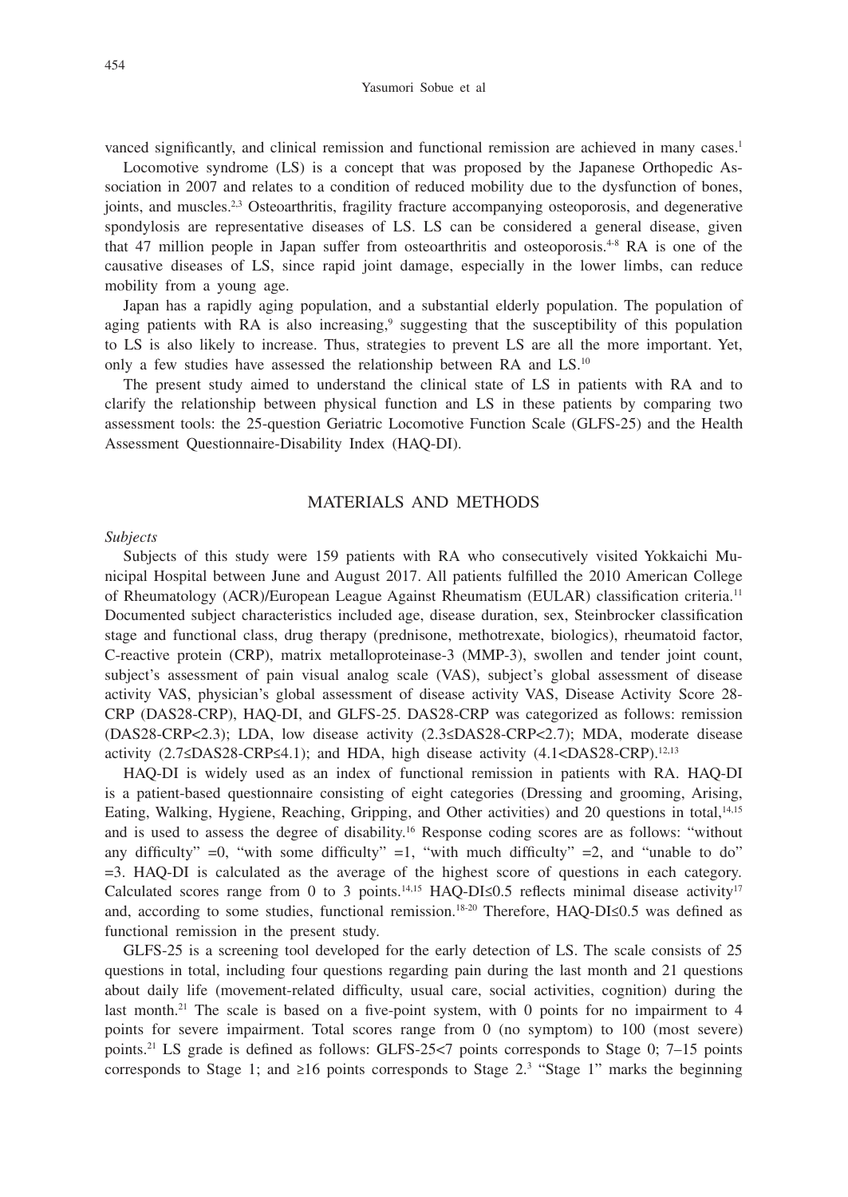vanced significantly, and clinical remission and functional remission are achieved in many cases.[1]

Locomotive syndrome (LS) is a concept that was proposed by the Japanese Orthopedic Association in 2007 and relates to a condition of reduced mobility due to the dysfunction of bones, joints, and muscles.[2,3] Osteoarthritis, fragility fracture accompanying osteoporosis, and degenerative spondylosis are representative diseases of LS. LS can be considered a general disease, given that 47 million people in Japan suffer from osteoarthritis and osteoporosis.[4-8] RA is one of the causative diseases of LS, since rapid joint damage, especially in the lower limbs, can reduce mobility from a young age.

Japan has a rapidly aging population, and a substantial elderly population. The population of aging patients with RA is also increasing,[9] suggesting that the susceptibility of this population to LS is also likely to increase. Thus, strategies to prevent LS are all the more important. Yet, only a few studies have assessed the relationship between RA and LS.[10]

The present study aimed to understand the clinical state of LS in patients with RA and to clarify the relationship between physical function and LS in these patients by comparing two assessment tools: the 25-question Geriatric Locomotive Function Scale (GLFS-25) and the Health Assessment Questionnaire-Disability Index (HAQ-DI).

## MATERIALS AND METHODS

*Subjects*

Subjects of this study were 159 patients with RA who consecutively visited Yokkaichi Municipal Hospital between June and August 2017. All patients fulfilled the 2010 American College of Rheumatology (ACR)/European League Against Rheumatism (EULAR) classification criteria.[11] Documented subject characteristics included age, disease duration, sex, Steinbrocker classification stage and functional class, drug therapy (prednisone, methotrexate, biologics), rheumatoid factor, C-reactive protein (CRP), matrix metalloproteinase-3 (MMP-3), swollen and tender joint count, subject's assessment of pain visual analog scale (VAS), subject's global assessment of disease activity VAS, physician's global assessment of disease activity VAS, Disease Activity Score 28-CRP (DAS28-CRP), HAQ-DI, and GLFS-25. DAS28-CRP was categorized as follows: remission (DAS28-CRP<2.3); LDA, low disease activity (2.3≤DAS28-CRP<2.7); MDA, moderate disease activity (2.7≤DAS28-CRP≤4.1); and HDA, high disease activity (4.1<DAS28-CRP).[12,13]

HAQ-DI is widely used as an index of functional remission in patients with RA. HAQ-DI is a patient-based questionnaire consisting of eight categories (Dressing and grooming, Arising, Eating, Walking, Hygiene, Reaching, Gripping, and Other activities) and 20 questions in total,[14,15] and is used to assess the degree of disability.[16] Response coding scores are as follows: "without any difficulty" =0, "with some difficulty" =1, "with much difficulty" =2, and "unable to do" =3. HAQ-DI is calculated as the average of the highest score of questions in each category. Calculated scores range from 0 to 3 points.[14,15] HAQ-DI≤0.5 reflects minimal disease activity[17] and, according to some studies, functional remission.[18-20] Therefore, HAQ-DI≤0.5 was defined as functional remission in the present study.

GLFS-25 is a screening tool developed for the early detection of LS. The scale consists of 25 questions in total, including four questions regarding pain during the last month and 21 questions about daily life (movement-related difficulty, usual care, social activities, cognition) during the last month.[21] The scale is based on a five-point system, with 0 points for no impairment to 4 points for severe impairment. Total scores range from 0 (no symptom) to 100 (most severe) points.[21] LS grade is defined as follows: GLFS-25<7 points corresponds to Stage 0; 7–15 points corresponds to Stage 1; and ≥16 points corresponds to Stage 2.[3] "Stage 1" marks the beginning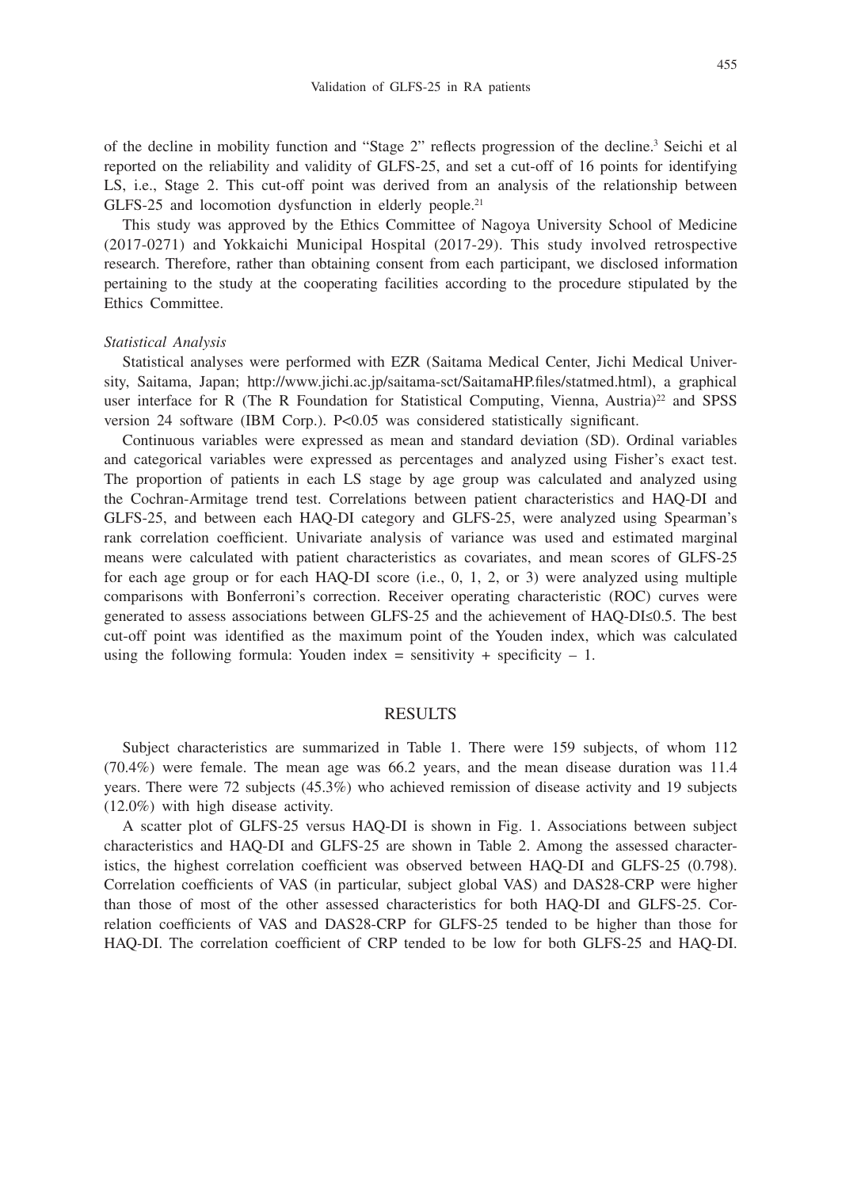of the decline in mobility function and "Stage 2" reflects progression of the decline.[3] Seichi et al reported on the reliability and validity of GLFS-25, and set a cut-off of 16 points for identifying LS, i.e., Stage 2. This cut-off point was derived from an analysis of the relationship between GLFS-25 and locomotion dysfunction in elderly people.[21]

This study was approved by the Ethics Committee of Nagoya University School of Medicine (2017-0271) and Yokkaichi Municipal Hospital (2017-29). This study involved retrospective research. Therefore, rather than obtaining consent from each participant, we disclosed information pertaining to the study at the cooperating facilities according to the procedure stipulated by the Ethics Committee.

*Statistical Analysis*

Statistical analyses were performed with EZR (Saitama Medical Center, Jichi Medical University, Saitama, Japan; http://www.jichi.ac.jp/saitama-sct/SaitamaHP.files/statmed.html), a graphical user interface for R (The R Foundation for Statistical Computing, Vienna, Austria)[22] and SPSS version 24 software (IBM Corp.). $P<0.05$ was considered statistically significant.

Continuous variables were expressed as mean and standard deviation (SD). Ordinal variables and categorical variables were expressed as percentages and analyzed using Fisher's exact test. The proportion of patients in each LS stage by age group was calculated and analyzed using the Cochran-Armitage trend test. Correlations between patient characteristics and HAQ-DI and GLFS-25, and between each HAQ-DI category and GLFS-25, were analyzed using Spearman's rank correlation coefficient. Univariate analysis of variance was used and estimated marginal means were calculated with patient characteristics as covariates, and mean scores of GLFS-25 for each age group or for each HAQ-DI score (i.e., 0, 1, 2, or 3) were analyzed using multiple comparisons with Bonferroni's correction. Receiver operating characteristic (ROC) curves were generated to assess associations between GLFS-25 and the achievement of HAQ-DI≤0.5. The best cut-off point was identified as the maximum point of the Youden index, which was calculated using the following formula: Youden index = sensitivity + specificity – 1.

## RESULTS

Subject characteristics are summarized in Table 1. There were 159 subjects, of whom 112 (70.4%) were female. The mean age was 66.2 years, and the mean disease duration was 11.4 years. There were 72 subjects (45.3%) who achieved remission of disease activity and 19 subjects (12.0%) with high disease activity.

A scatter plot of GLFS-25 versus HAQ-DI is shown in Fig. 1. Associations between subject characteristics and HAQ-DI and GLFS-25 are shown in Table 2. Among the assessed characteristics, the highest correlation coefficient was observed between HAQ-DI and GLFS-25 (0.798). Correlation coefficients of VAS (in particular, subject global VAS) and DAS28-CRP were higher than those of most of the other assessed characteristics for both HAQ-DI and GLFS-25. Correlation coefficients of VAS and DAS28-CRP for GLFS-25 tended to be higher than those for HAQ-DI. The correlation coefficient of CRP tended to be low for both GLFS-25 and HAQ-DI.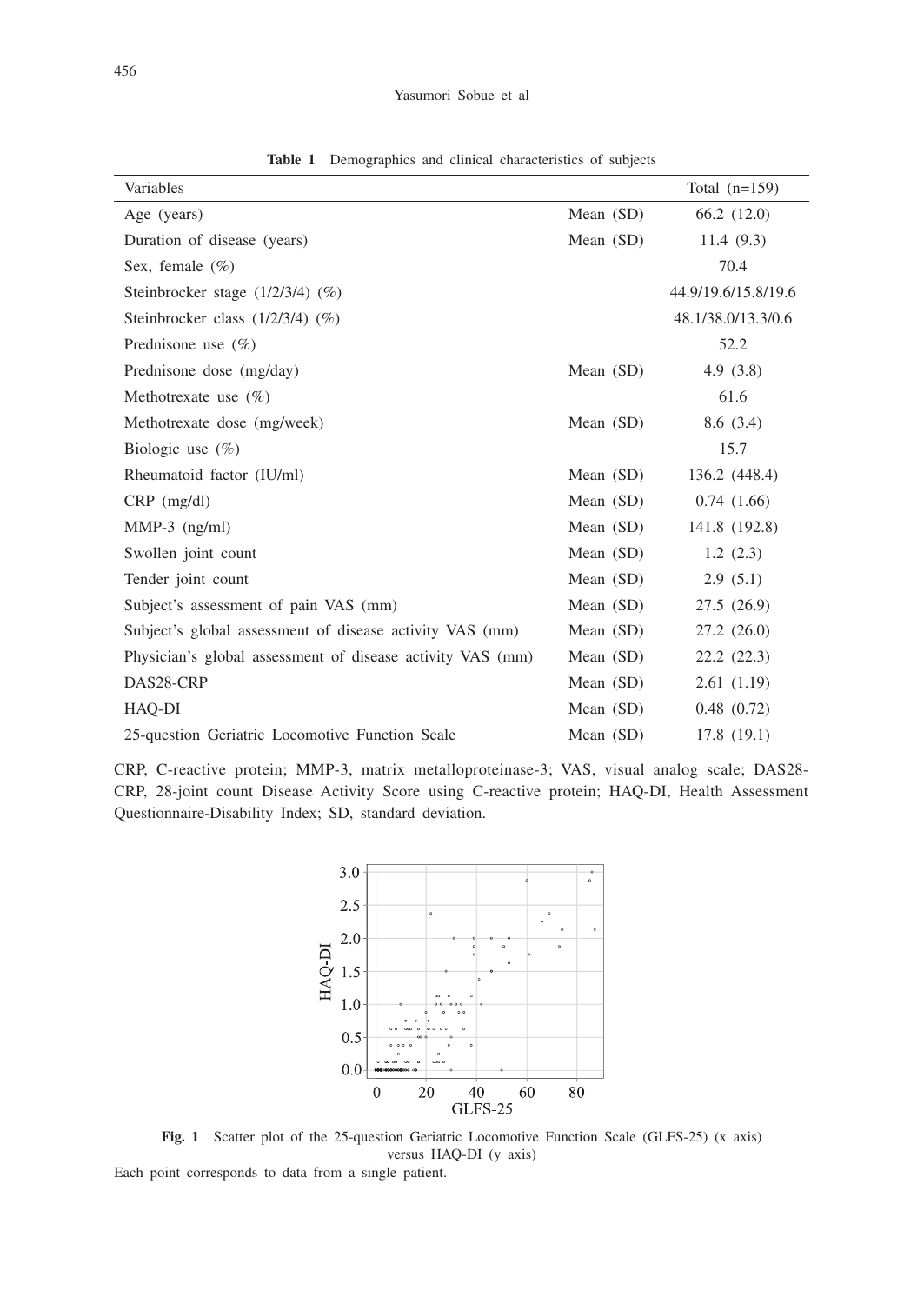**Table 1** Demographics and clinical characteristics of subjects

| Variables | | Total (n=159) |
|---|---|---|
| Age (years) | Mean (SD) | 66.2 (12.0) |
| Duration of disease (years) | Mean (SD) | 11.4 (9.3) |
| Sex, female (%) | | 70.4 |
| Steinbrocker stage (1/2/3/4) (%) | | 44.9/19.6/15.8/19.6 |
| Steinbrocker class (1/2/3/4) (%) | | 48.1/38.0/13.3/0.6 |
| Prednisone use (%) | | 52.2 |
| Prednisone dose (mg/day) | Mean (SD) | 4.9 (3.8) |
| Methotrexate use (%) | | 61.6 |
| Methotrexate dose (mg/week) | Mean (SD) | 8.6 (3.4) |
| Biologic use (%) | | 15.7 |
| Rheumatoid factor (IU/ml) | Mean (SD) | 136.2 (448.4) |
| CRP (mg/dl) | Mean (SD) | 0.74 (1.66) |
| MMP-3 (ng/ml) | Mean (SD) | 141.8 (192.8) |
| Swollen joint count | Mean (SD) | 1.2 (2.3) |
| Tender joint count | Mean (SD) | 2.9 (5.1) |
| Subject's assessment of pain VAS (mm) | Mean (SD) | 27.5 (26.9) |
| Subject's global assessment of disease activity VAS (mm) | Mean (SD) | 27.2 (26.0) |
| Physician's global assessment of disease activity VAS (mm) | Mean (SD) | 22.2 (22.3) |
| DAS28-CRP | Mean (SD) | 2.61 (1.19) |
| HAQ-DI | Mean (SD) | 0.48 (0.72) |
| 25-question Geriatric Locomotive Function Scale | Mean (SD) | 17.8 (19.1) |

CRP, C-reactive protein; MMP-3, matrix metalloproteinase-3; VAS, visual analog scale; DAS28-CRP, 28-joint count Disease Activity Score using C-reactive protein; HAQ-DI, Health Assessment Questionnaire-Disability Index; SD, standard deviation.

**Fig. 1** Scatter plot of the 25-question Geriatric Locomotive Function Scale (GLFS-25) (x axis) versus HAQ-DI (y axis)

Each point corresponds to data from a single patient.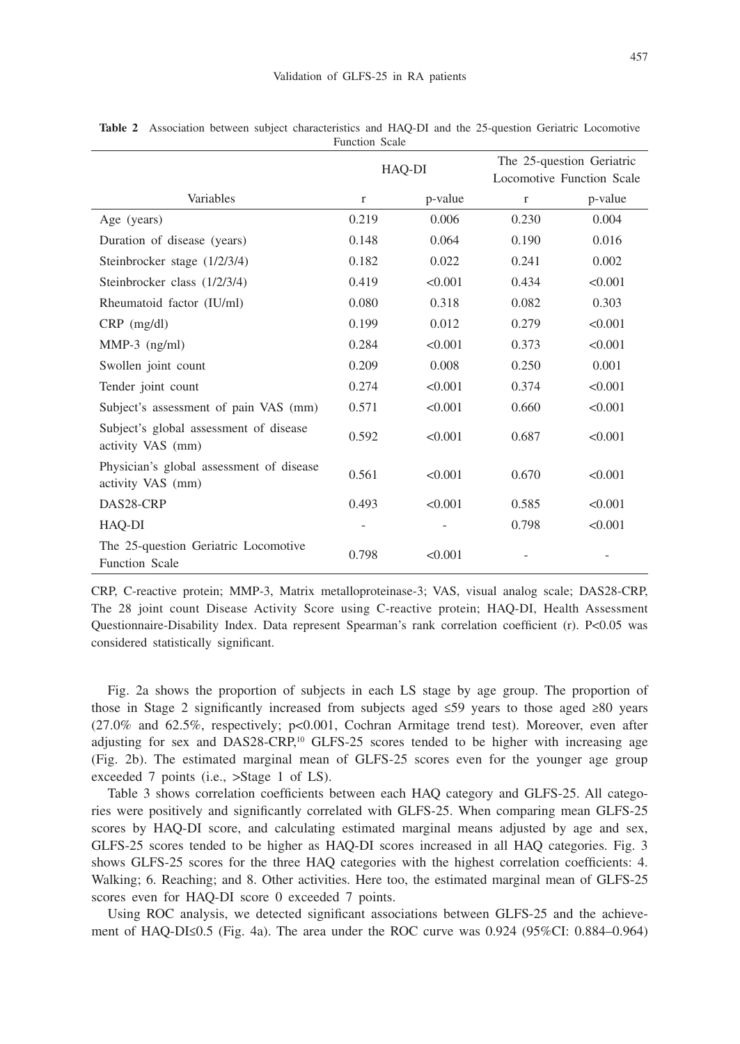**Table 2** Association between subject characteristics and HAQ-DI and the 25-question Geriatric Locomotive Function Scale

| Variables | HAQ-DI | | The 25-question Geriatric Locomotive Function Scale | |
|---|---|---|---|---|
| | r | p-value | r | p-value |
| Age (years) | 0.219 | 0.006 | 0.230 | 0.004 |
| Duration of disease (years) | 0.148 | 0.064 | 0.190 | 0.016 |
| Steinbrocker stage (1/2/3/4) | 0.182 | 0.022 | 0.241 | 0.002 |
| Steinbrocker class (1/2/3/4) | 0.419 | <0.001 | 0.434 | <0.001 |
| Rheumatoid factor (IU/ml) | 0.080 | 0.318 | 0.082 | 0.303 |
| CRP (mg/dl) | 0.199 | 0.012 | 0.279 | <0.001 |
| MMP-3 (ng/ml) | 0.284 | <0.001 | 0.373 | <0.001 |
| Swollen joint count | 0.209 | 0.008 | 0.250 | 0.001 |
| Tender joint count | 0.274 | <0.001 | 0.374 | <0.001 |
| Subject's assessment of pain VAS (mm) | 0.571 | <0.001 | 0.660 | <0.001 |
| Subject's global assessment of disease activity VAS (mm) | 0.592 | <0.001 | 0.687 | <0.001 |
| Physician's global assessment of disease activity VAS (mm) | 0.561 | <0.001 | 0.670 | <0.001 |
| DAS28-CRP | 0.493 | <0.001 | 0.585 | <0.001 |
| HAQ-DI | - | - | 0.798 | <0.001 |
| The 25-question Geriatric Locomotive Function Scale | 0.798 | <0.001 | - | - |

CRP, C-reactive protein; MMP-3, Matrix metalloproteinase-3; VAS, visual analog scale; DAS28-CRP, The 28 joint count Disease Activity Score using C-reactive protein; HAQ-DI, Health Assessment Questionnaire-Disability Index. Data represent Spearman's rank correlation coefficient (r). $P<0.05$ was considered statistically significant.

Fig. 2a shows the proportion of subjects in each LS stage by age group. The proportion of those in Stage 2 significantly increased from subjects aged ≤59 years to those aged ≥80 years (27.0% and 62.5%, respectively; $p<0.001$, Cochran Armitage trend test). Moreover, even after adjusting for sex and DAS28-CRP,[10] GLFS-25 scores tended to be higher with increasing age (Fig. 2b). The estimated marginal mean of GLFS-25 scores even for the younger age group exceeded 7 points (i.e., >Stage 1 of LS).

Table 3 shows correlation coefficients between each HAQ category and GLFS-25. All categories were positively and significantly correlated with GLFS-25. When comparing mean GLFS-25 scores by HAQ-DI score, and calculating estimated marginal means adjusted by age and sex, GLFS-25 scores tended to be higher as HAQ-DI scores increased in all HAQ categories. Fig. 3 shows GLFS-25 scores for the three HAQ categories with the highest correlation coefficients: 4. Walking; 6. Reaching; and 8. Other activities. Here too, the estimated marginal mean of GLFS-25 scores even for HAQ-DI score 0 exceeded 7 points.

Using ROC analysis, we detected significant associations between GLFS-25 and the achievement of HAQ-DI≤0.5 (Fig. 4a). The area under the ROC curve was 0.924 (95%CI: 0.884–0.964)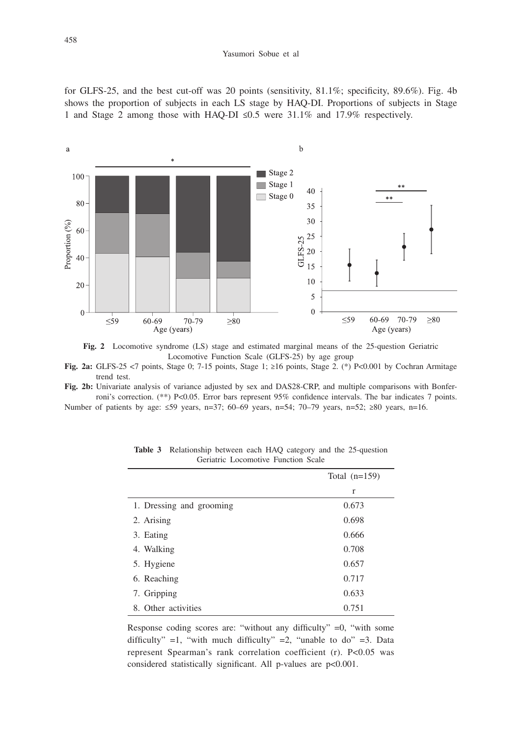for GLFS-25, and the best cut-off was 20 points (sensitivity, 81.1%; specificity, 89.6%). Fig. 4b shows the proportion of subjects in each LS stage by HAQ-DI. Proportions of subjects in Stage 1 and Stage 2 among those with HAQ-DI ≤0.5 were 31.1% and 17.9% respectively.

**Fig. 2** Locomotive syndrome (LS) stage and estimated marginal means of the 25-question Geriatric Locomotive Function Scale (GLFS-25) by age group

**Fig. 2a:** GLFS-25 <7 points, Stage 0; 7-15 points, Stage 1; ≥16 points, Stage 2. (*) P<0.001 by Cochran Armitage trend test.

**Fig. 2b:** Univariate analysis of variance adjusted by sex and DAS28-CRP, and multiple comparisons with Bonferroni's correction. (**) P<0.05. Error bars represent 95% confidence intervals. The bar indicates 7 points.

Number of patients by age: ≤59 years, n=37; 60–69 years, n=54; 70–79 years, n=52; ≥80 years, n=16.

**Table 3** Relationship between each HAQ category and the 25-question Geriatric Locomotive Function Scale

| | Total (n=159) |
|---|---|
| | r |
| 1. Dressing and grooming | 0.673 |
| 2. Arising | 0.698 |
| 3. Eating | 0.666 |
| 4. Walking | 0.708 |
| 5. Hygiene | 0.657 |
| 6. Reaching | 0.717 |
| 7. Gripping | 0.633 |
| 8. Other activities | 0.751 |

Response coding scores are: "without any difficulty" =0, "with some difficulty" =1, "with much difficulty" =2, "unable to do" =3. Data represent Spearman's rank correlation coefficient (r). P<0.05 was considered statistically significant. All p-values are p<0.001.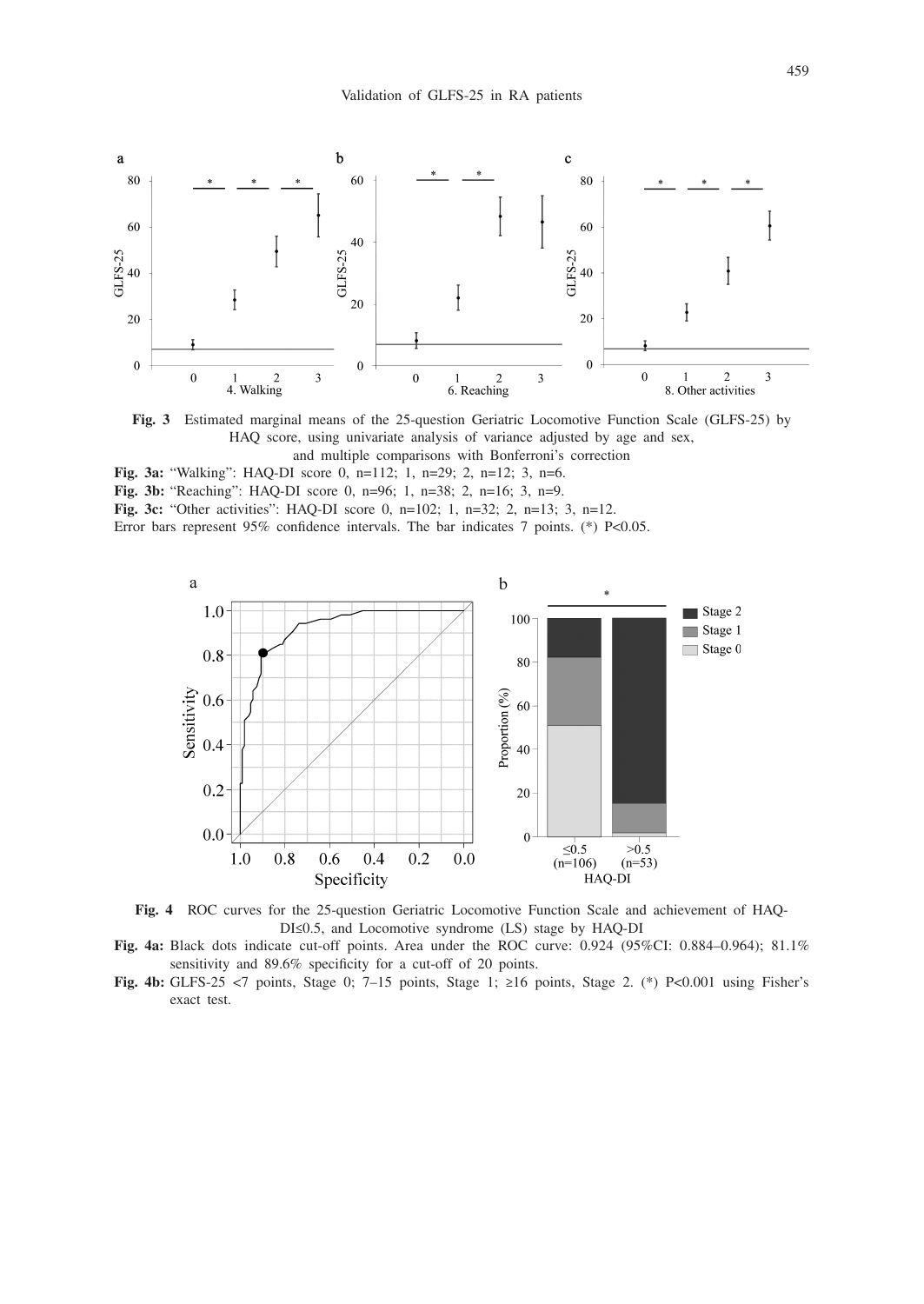**Fig. 3** Estimated marginal means of the 25-question Geriatric Locomotive Function Scale (GLFS-25) by HAQ score, using univariate analysis of variance adjusted by age and sex, and multiple comparisons with Bonferroni's correction

**Fig. 3a:** "Walking": HAQ-DI score 0, n=112; 1, n=29; 2, n=12; 3, n=6.

**Fig. 3b:** "Reaching": HAQ-DI score 0, n=96; 1, n=38; 2, n=16; 3, n=9.

**Fig. 3c:** "Other activities": HAQ-DI score 0, n=102; 1, n=32; 2, n=13; 3, n=12.

Error bars represent 95% confidence intervals. The bar indicates 7 points. (*) P<0.05.

**Fig. 4** ROC curves for the 25-question Geriatric Locomotive Function Scale and achievement of HAQ-DI≤0.5, and Locomotive syndrome (LS) stage by HAQ-DI

**Fig. 4a:** Black dots indicate cut-off points. Area under the ROC curve: 0.924 (95%CI: 0.884–0.964); 81.1% sensitivity and 89.6% specificity for a cut-off of 20 points.

**Fig. 4b:** GLFS-25 <7 points, Stage 0; 7–15 points, Stage 1; ≥16 points, Stage 2. (*) P<0.001 using Fisher's exact test.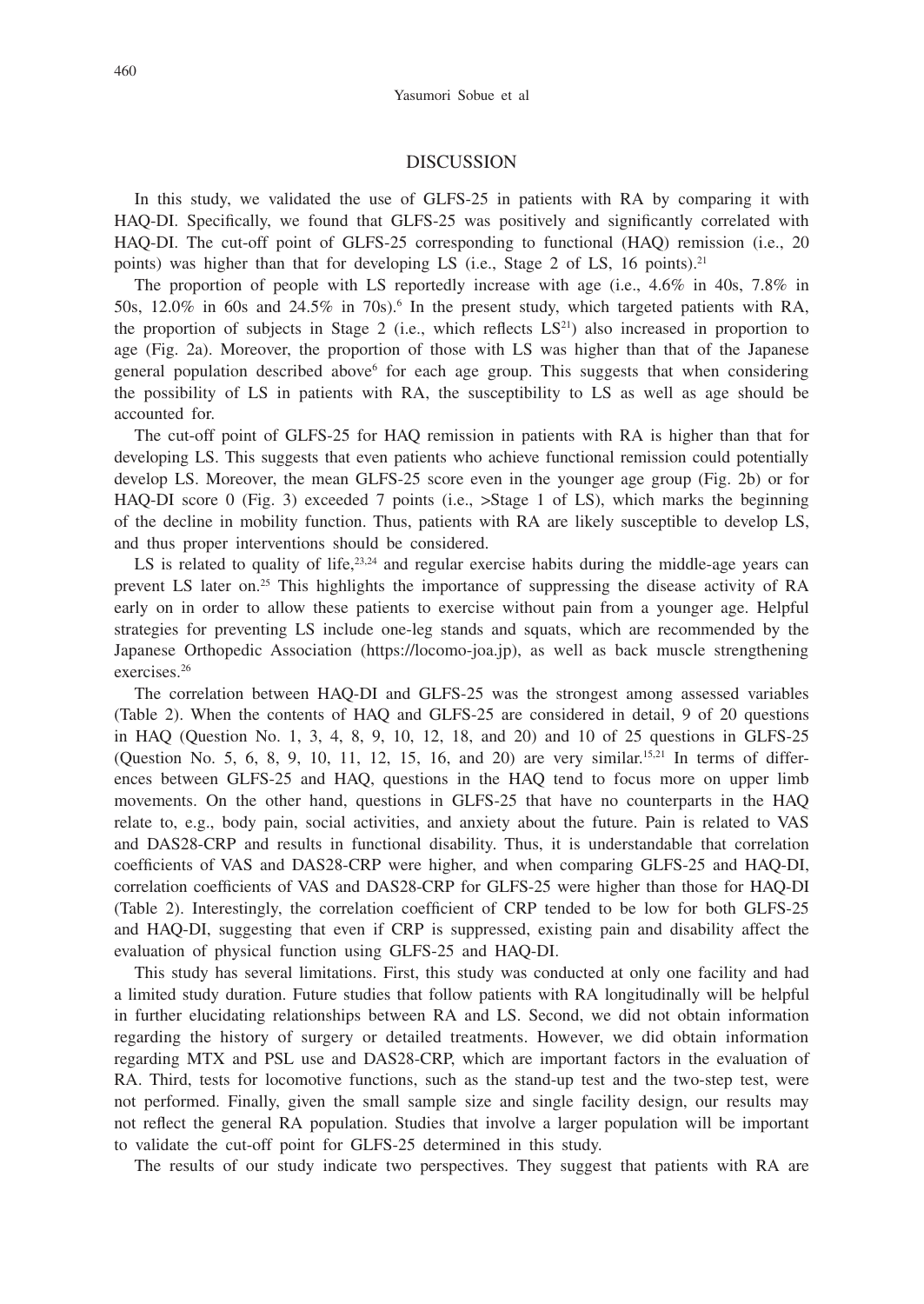## DISCUSSION

In this study, we validated the use of GLFS-25 in patients with RA by comparing it with HAQ-DI. Specifically, we found that GLFS-25 was positively and significantly correlated with HAQ-DI. The cut-off point of GLFS-25 corresponding to functional (HAQ) remission (i.e., 20 points) was higher than that for developing LS (i.e., Stage 2 of LS, 16 points).[21]

The proportion of people with LS reportedly increase with age (i.e., 4.6% in 40s, 7.8% in 50s, 12.0% in 60s and 24.5% in 70s).[6] In the present study, which targeted patients with RA, the proportion of subjects in Stage 2 (i.e., which reflects LS[21]) also increased in proportion to age (Fig. 2a). Moreover, the proportion of those with LS was higher than that of the Japanese general population described above[6] for each age group. This suggests that when considering the possibility of LS in patients with RA, the susceptibility to LS as well as age should be accounted for.

The cut-off point of GLFS-25 for HAQ remission in patients with RA is higher than that for developing LS. This suggests that even patients who achieve functional remission could potentially develop LS. Moreover, the mean GLFS-25 score even in the younger age group (Fig. 2b) or for HAQ-DI score 0 (Fig. 3) exceeded 7 points (i.e., >Stage 1 of LS), which marks the beginning of the decline in mobility function. Thus, patients with RA are likely susceptible to develop LS, and thus proper interventions should be considered.

LS is related to quality of life,[23,24] and regular exercise habits during the middle-age years can prevent LS later on.[25] This highlights the importance of suppressing the disease activity of RA early on in order to allow these patients to exercise without pain from a younger age. Helpful strategies for preventing LS include one-leg stands and squats, which are recommended by the Japanese Orthopedic Association (https://locomo-joa.jp), as well as back muscle strengthening exercises.[26]

The correlation between HAQ-DI and GLFS-25 was the strongest among assessed variables (Table 2). When the contents of HAQ and GLFS-25 are considered in detail, 9 of 20 questions in HAQ (Question No. 1, 3, 4, 8, 9, 10, 12, 18, and 20) and 10 of 25 questions in GLFS-25 (Question No. 5, 6, 8, 9, 10, 11, 12, 15, 16, and 20) are very similar.[15,21] In terms of differences between GLFS-25 and HAQ, questions in the HAQ tend to focus more on upper limb movements. On the other hand, questions in GLFS-25 that have no counterparts in the HAQ relate to, e.g., body pain, social activities, and anxiety about the future. Pain is related to VAS and DAS28-CRP and results in functional disability. Thus, it is understandable that correlation coefficients of VAS and DAS28-CRP were higher, and when comparing GLFS-25 and HAQ-DI, correlation coefficients of VAS and DAS28-CRP for GLFS-25 were higher than those for HAQ-DI (Table 2). Interestingly, the correlation coefficient of CRP tended to be low for both GLFS-25 and HAQ-DI, suggesting that even if CRP is suppressed, existing pain and disability affect the evaluation of physical function using GLFS-25 and HAQ-DI.

This study has several limitations. First, this study was conducted at only one facility and had a limited study duration. Future studies that follow patients with RA longitudinally will be helpful in further elucidating relationships between RA and LS. Second, we did not obtain information regarding the history of surgery or detailed treatments. However, we did obtain information regarding MTX and PSL use and DAS28-CRP, which are important factors in the evaluation of RA. Third, tests for locomotive functions, such as the stand-up test and the two-step test, were not performed. Finally, given the small sample size and single facility design, our results may not reflect the general RA population. Studies that involve a larger population will be important to validate the cut-off point for GLFS-25 determined in this study.

The results of our study indicate two perspectives. They suggest that patients with RA are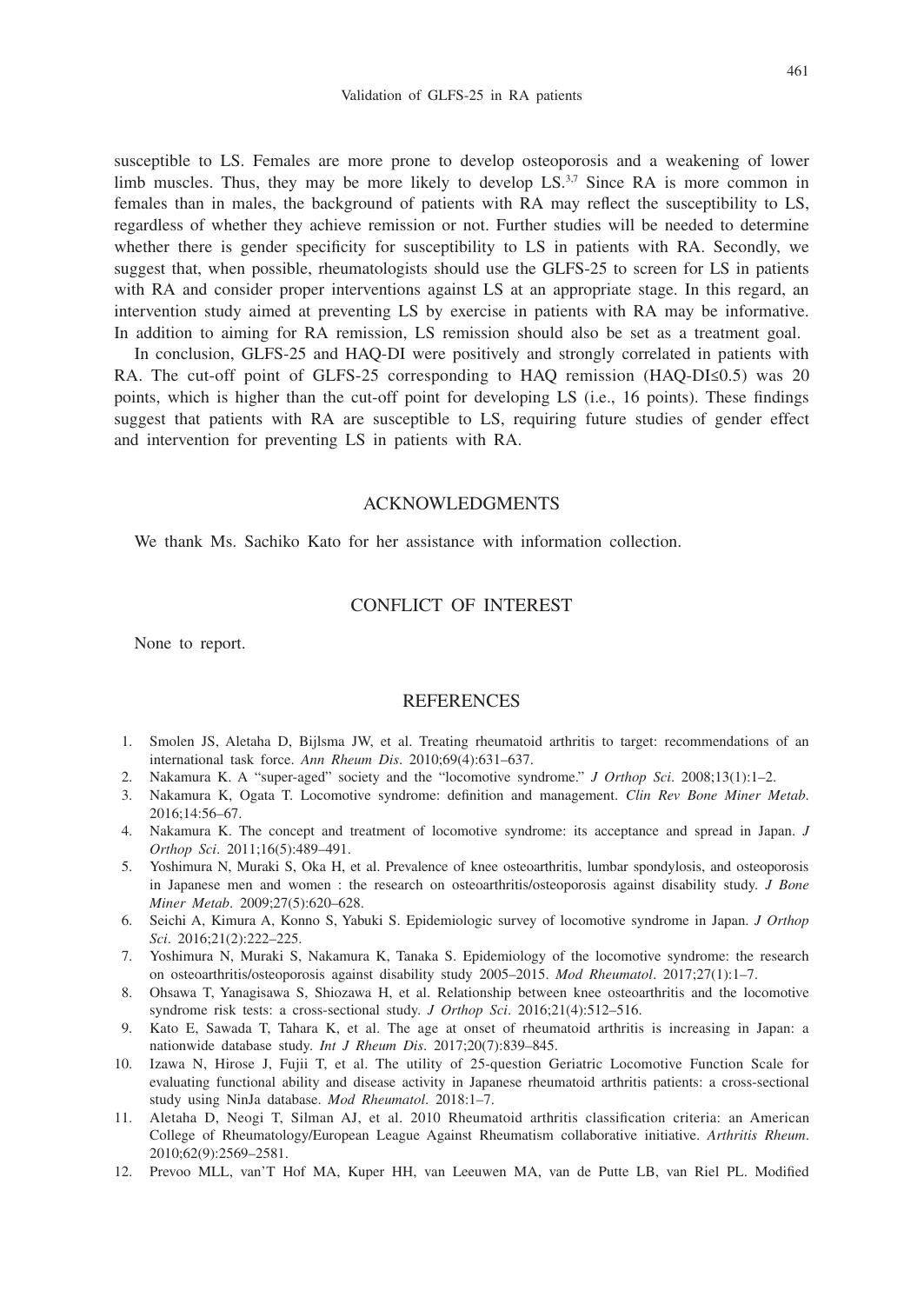susceptible to LS. Females are more prone to develop osteoporosis and a weakening of lower limb muscles. Thus, they may be more likely to develop LS.[3,7] Since RA is more common in females than in males, the background of patients with RA may reflect the susceptibility to LS, regardless of whether they achieve remission or not. Further studies will be needed to determine whether there is gender specificity for susceptibility to LS in patients with RA. Secondly, we suggest that, when possible, rheumatologists should use the GLFS-25 to screen for LS in patients with RA and consider proper interventions against LS at an appropriate stage. In this regard, an intervention study aimed at preventing LS by exercise in patients with RA may be informative. In addition to aiming for RA remission, LS remission should also be set as a treatment goal.

In conclusion, GLFS-25 and HAQ-DI were positively and strongly correlated in patients with RA. The cut-off point of GLFS-25 corresponding to HAQ remission (HAQ-DI≤0.5) was 20 points, which is higher than the cut-off point for developing LS (i.e., 16 points). These findings suggest that patients with RA are susceptible to LS, requiring future studies of gender effect and intervention for preventing LS in patients with RA.

## ACKNOWLEDGMENTS

We thank Ms. Sachiko Kato for her assistance with information collection.

## CONFLICT OF INTEREST

None to report.

## REFERENCES

1. Smolen JS, Aletaha D, Bijlsma JW, et al. Treating rheumatoid arthritis to target: recommendations of an international task force. *Ann Rheum Dis*. 2010;69(4):631–637.
2. Nakamura K. A "super-aged" society and the "locomotive syndrome." *J Orthop Sci*. 2008;13(1):1–2.
3. Nakamura K, Ogata T. Locomotive syndrome: definition and management. *Clin Rev Bone Miner Metab*. 2016;14:56–67.
4. Nakamura K. The concept and treatment of locomotive syndrome: its acceptance and spread in Japan. *J Orthop Sci*. 2011;16(5):489–491.
5. Yoshimura N, Muraki S, Oka H, et al. Prevalence of knee osteoarthritis, lumbar spondylosis, and osteoporosis in Japanese men and women : the research on osteoarthritis/osteoporosis against disability study. *J Bone Miner Metab*. 2009;27(5):620–628.
6. Seichi A, Kimura A, Konno S, Yabuki S. Epidemiologic survey of locomotive syndrome in Japan. *J Orthop Sci*. 2016;21(2):222–225.
7. Yoshimura N, Muraki S, Nakamura K, Tanaka S. Epidemiology of the locomotive syndrome: the research on osteoarthritis/osteoporosis against disability study 2005–2015. *Mod Rheumatol*. 2017;27(1):1–7.
8. Ohsawa T, Yanagisawa S, Shiozawa H, et al. Relationship between knee osteoarthritis and the locomotive syndrome risk tests: a cross-sectional study. *J Orthop Sci*. 2016;21(4):512–516.
9. Kato E, Sawada T, Tahara K, et al. The age at onset of rheumatoid arthritis is increasing in Japan: a nationwide database study. *Int J Rheum Dis*. 2017;20(7):839–845.
10. Izawa N, Hirose J, Fujii T, et al. The utility of 25-question Geriatric Locomotive Function Scale for evaluating functional ability and disease activity in Japanese rheumatoid arthritis patients: a cross-sectional study using NinJa database. *Mod Rheumatol*. 2018:1–7.
11. Aletaha D, Neogi T, Silman AJ, et al. 2010 Rheumatoid arthritis classification criteria: an American College of Rheumatology/European League Against Rheumatism collaborative initiative. *Arthritis Rheum*. 2010;62(9):2569–2581.
12. Prevoo MLL, van'T Hof MA, Kuper HH, van Leeuwen MA, van de Putte LB, van Riel PL. Modified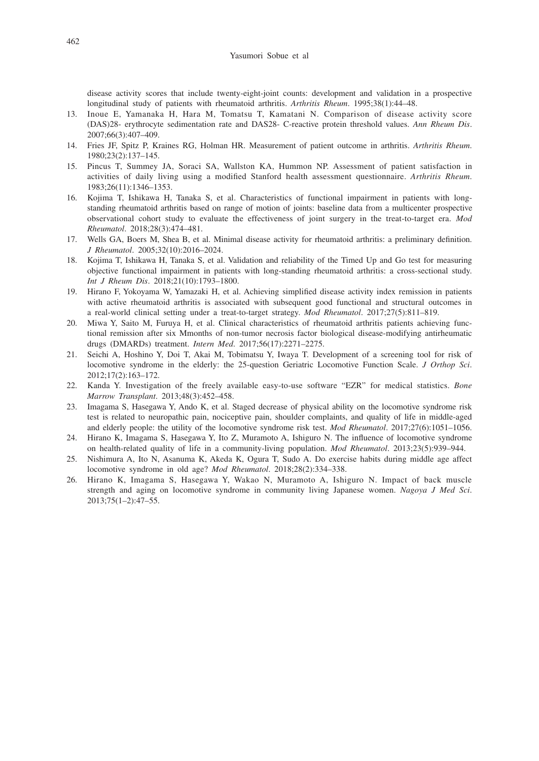disease activity scores that include twenty-eight-joint counts: development and validation in a prospective longitudinal study of patients with rheumatoid arthritis. *Arthritis Rheum*. 1995;38(1):44–48.

13. Inoue E, Yamanaka H, Hara M, Tomatsu T, Kamatani N. Comparison of disease activity score (DAS)28- erythrocyte sedimentation rate and DAS28- C-reactive protein threshold values. *Ann Rheum Dis*. 2007;66(3):407–409.
14. Fries JF, Spitz P, Kraines RG, Holman HR. Measurement of patient outcome in arthritis. *Arthritis Rheum*. 1980;23(2):137–145.
15. Pincus T, Summey JA, Soraci SA, Wallston KA, Hummon NP. Assessment of patient satisfaction in activities of daily living using a modified Stanford health assessment questionnaire. *Arthritis Rheum*. 1983;26(11):1346–1353.
16. Kojima T, Ishikawa H, Tanaka S, et al. Characteristics of functional impairment in patients with long-standing rheumatoid arthritis based on range of motion of joints: baseline data from a multicenter prospective observational cohort study to evaluate the effectiveness of joint surgery in the treat-to-target era. *Mod Rheumatol*. 2018;28(3):474–481.
17. Wells GA, Boers M, Shea B, et al. Minimal disease activity for rheumatoid arthritis: a preliminary definition. *J Rheumatol*. 2005;32(10):2016–2024.
18. Kojima T, Ishikawa H, Tanaka S, et al. Validation and reliability of the Timed Up and Go test for measuring objective functional impairment in patients with long-standing rheumatoid arthritis: a cross-sectional study. *Int J Rheum Dis*. 2018;21(10):1793–1800.
19. Hirano F, Yokoyama W, Yamazaki H, et al. Achieving simplified disease activity index remission in patients with active rheumatoid arthritis is associated with subsequent good functional and structural outcomes in a real-world clinical setting under a treat-to-target strategy. *Mod Rheumatol*. 2017;27(5):811–819.
20. Miwa Y, Saito M, Furuya H, et al. Clinical characteristics of rheumatoid arthritis patients achieving functional remission after six Mmonths of non-tumor necrosis factor biological disease-modifying antirheumatic drugs (DMARDs) treatment. *Intern Med*. 2017;56(17):2271–2275.
21. Seichi A, Hoshino Y, Doi T, Akai M, Tobimatsu Y, Iwaya T. Development of a screening tool for risk of locomotive syndrome in the elderly: the 25-question Geriatric Locomotive Function Scale. *J Orthop Sci*. 2012;17(2):163–172.
22. Kanda Y. Investigation of the freely available easy-to-use software "EZR" for medical statistics. *Bone Marrow Transplant*. 2013;48(3):452–458.
23. Imagama S, Hasegawa Y, Ando K, et al. Staged decrease of physical ability on the locomotive syndrome risk test is related to neuropathic pain, nociceptive pain, shoulder complaints, and quality of life in middle-aged and elderly people: the utility of the locomotive syndrome risk test. *Mod Rheumatol*. 2017;27(6):1051–1056.
24. Hirano K, Imagama S, Hasegawa Y, Ito Z, Muramoto A, Ishiguro N. The influence of locomotive syndrome on health-related quality of life in a community-living population. *Mod Rheumatol*. 2013;23(5):939–944.
25. Nishimura A, Ito N, Asanuma K, Akeda K, Ogura T, Sudo A. Do exercise habits during middle age affect locomotive syndrome in old age? *Mod Rheumatol*. 2018;28(2):334–338.
26. Hirano K, Imagama S, Hasegawa Y, Wakao N, Muramoto A, Ishiguro N. Impact of back muscle strength and aging on locomotive syndrome in community living Japanese women. *Nagoya J Med Sci*. 2013;75(1–2):47–55.